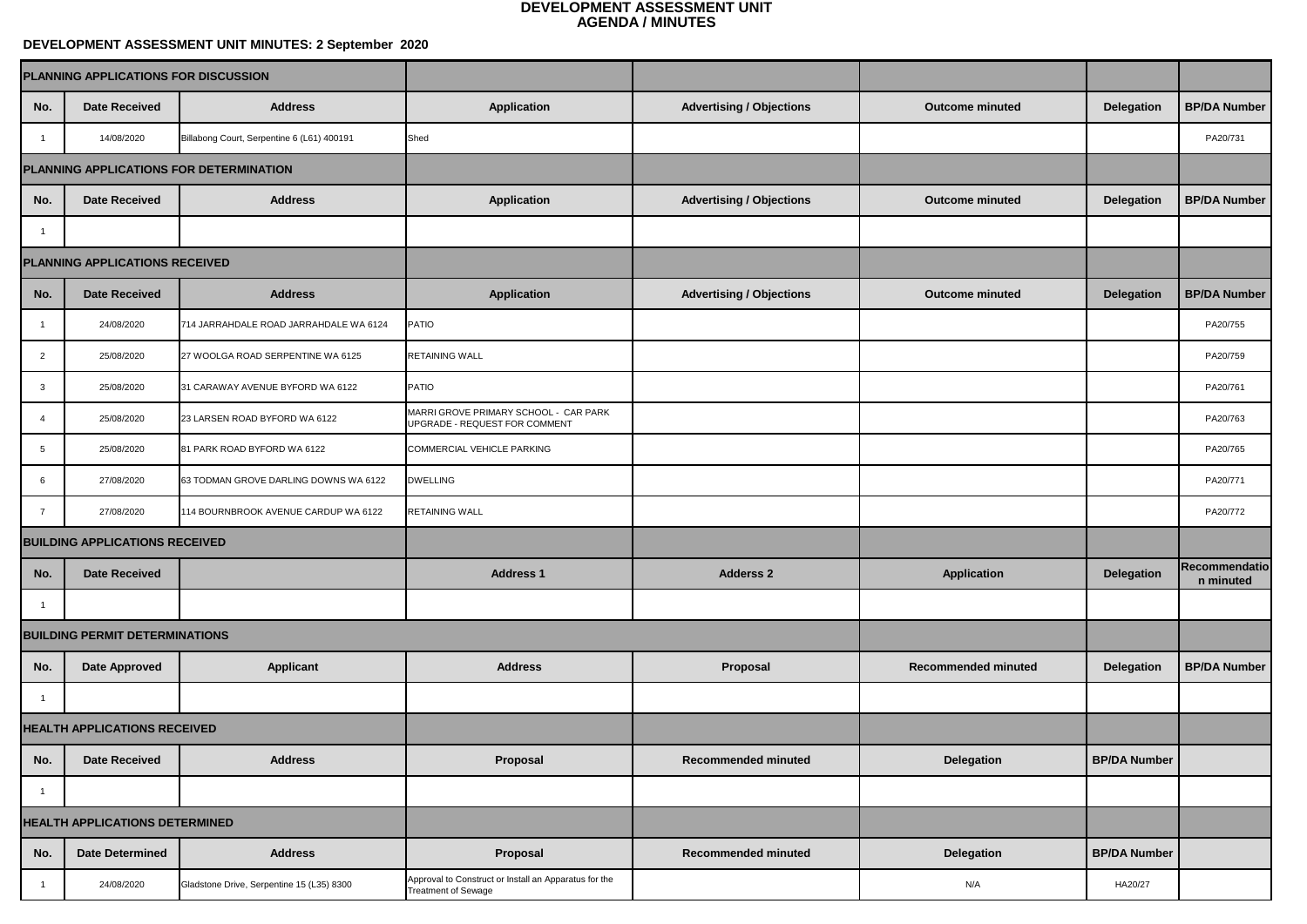# DEVELOPMENT ASSESSMENT UNIT
# AGENDA / MINUTES

**DEVELOPMENT ASSESSMENT UNIT MINUTES: 2 September 2020**

| PLANNING APPLICATIONS FOR DISCUSSION | | | | | | | |
|---|---|---|---|---|---|---|---|
| **No.** | **Date Received** | **Address** | **Application** | **Advertising / Objections** | **Outcome minuted** | **Delegation** | **BP/DA Number** |
| 1 | 14/08/2020 | Billabong Court, Serpentine 6 (L61) 400191 | Shed | | | | PA20/731 |
| **PLANNING APPLICATIONS FOR DETERMINATION** | | | | | | | |
| **No.** | **Date Received** | **Address** | **Application** | **Advertising / Objections** | **Outcome minuted** | **Delegation** | **BP/DA Number** |
| 1 | | | | | | | |
| **PLANNING APPLICATIONS RECEIVED** | | | | | | | |
| **No.** | **Date Received** | **Address** | **Application** | **Advertising / Objections** | **Outcome minuted** | **Delegation** | **BP/DA Number** |
| 1 | 24/08/2020 | 714 JARRAHDALE ROAD JARRAHDALE WA 6124 | PATIO | | | | PA20/755 |
| 2 | 25/08/2020 | 27 WOOLGA ROAD SERPENTINE WA 6125 | RETAINING WALL | | | | PA20/759 |
| 3 | 25/08/2020 | 31 CARAWAY AVENUE BYFORD WA 6122 | PATIO | | | | PA20/761 |
| 4 | 25/08/2020 | 23 LARSEN ROAD BYFORD WA 6122 | MARRI GROVE PRIMARY SCHOOL - CAR PARK UPGRADE - REQUEST FOR COMMENT | | | | PA20/763 |
| 5 | 25/08/2020 | 81 PARK ROAD BYFORD WA 6122 | COMMERCIAL VEHICLE PARKING | | | | PA20/765 |
| 6 | 27/08/2020 | 63 TODMAN GROVE DARLING DOWNS WA 6122 | DWELLING | | | | PA20/771 |
| 7 | 27/08/2020 | 114 BOURNBROOK AVENUE CARDUP WA 6122 | RETAINING WALL | | | | PA20/772 |
| **BUILDING APPLICATIONS RECEIVED** | | | | | | | |
| **No.** | **Date Received** | | **Address 1** | **Adderss 2** | **Application** | **Delegation** | **Recommendation minuted** |
| 1 | | | | | | | |
| **BUILDING PERMIT DETERMINATIONS** | | | | | | | |
| **No.** | **Date Approved** | **Applicant** | **Address** | **Proposal** | **Recommended minuted** | **Delegation** | **BP/DA Number** |
| 1 | | | | | | | |
| **HEALTH APPLICATIONS RECEIVED** | | | | | | | |
| **No.** | **Date Received** | **Address** | **Proposal** | **Recommended minuted** | **Delegation** | **BP/DA Number** | |
| 1 | | | | | | | |
| **HEALTH APPLICATIONS DETERMINED** | | | | | | | |
| **No.** | **Date Determined** | **Address** | **Proposal** | **Recommended minuted** | **Delegation** | **BP/DA Number** | |
| 1 | 24/08/2020 | Gladstone Drive, Serpentine 15 (L35) 8300 | Approval to Construct or Install an Apparatus for the Treatment of Sewage | | N/A | HA20/27 | |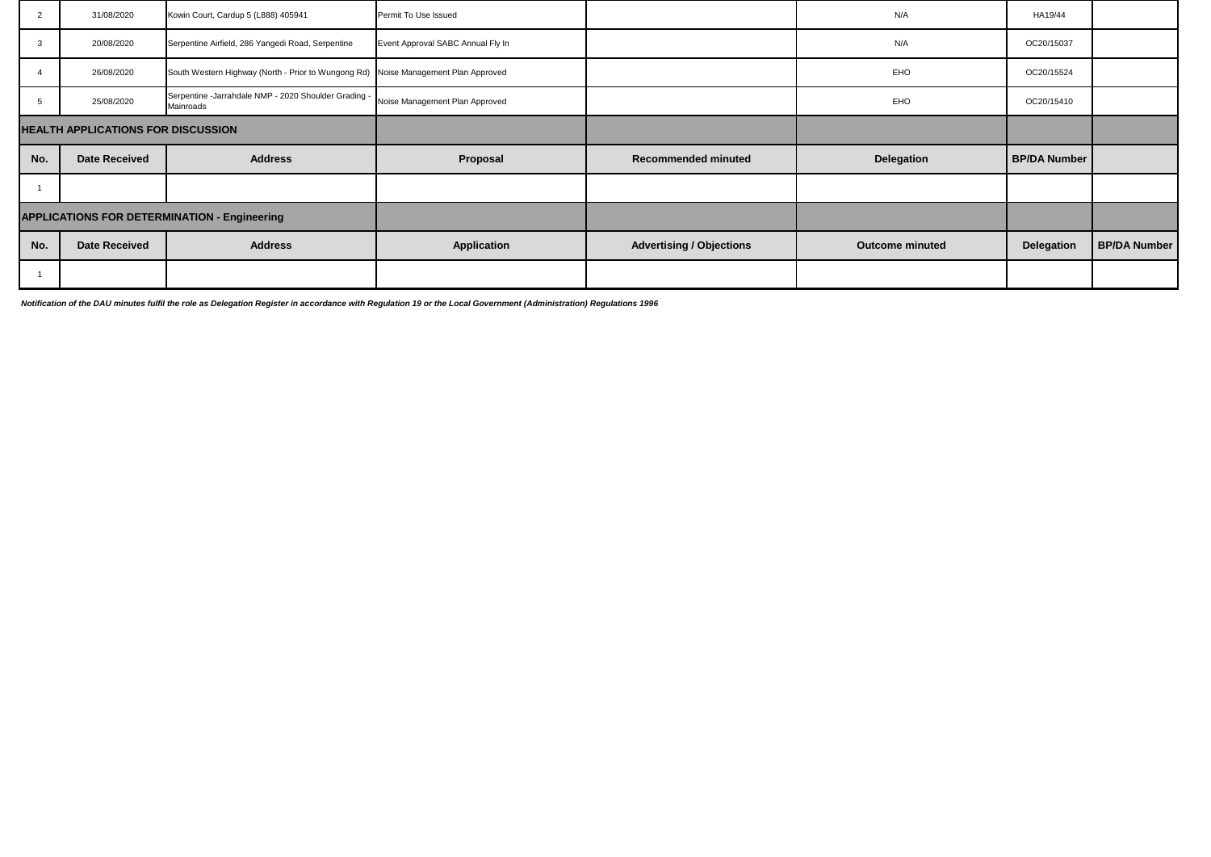| | | | | | | | |
|---|---|---|---|---|---|---|---|
| 2 | 31/08/2020 | Kowin Court, Cardup 5 (L888) 405941 | Permit To Use Issued | | N/A | HA19/44 | |
| 3 | 20/08/2020 | Serpentine Airfield, 286 Yangedi Road, Serpentine | Event Approval SABC Annual Fly In | | N/A | OC20/15037 | |
| 4 | 26/08/2020 | South Western Highway (North - Prior to Wungong Rd) | Noise Management Plan Approved | | EHO | OC20/15524 | |
| 5 | 25/08/2020 | Serpentine -Jarrahdale NMP - 2020 Shoulder Grading - Mainroads | Noise Management Plan Approved | | EHO | OC20/15410 | |

**HEALTH APPLICATIONS FOR DISCUSSION**

| No. | Date Received | Address | Proposal | Recommended minuted | Delegation | BP/DA Number | |
|---|---|---|---|---|---|---|---|
| 1 | | | | | | | |

**APPLICATIONS FOR DETERMINATION - Engineering**

| No. | Date Received | Address | Application | Advertising / Objections | Outcome minuted | Delegation | BP/DA Number |
|---|---|---|---|---|---|---|---|
| 1 | | | | | | | |

***Notification of the DAU minutes fulfil the role as Delegation Register in accordance with Regulation 19 or the Local Government (Administration) Regulations 1996***